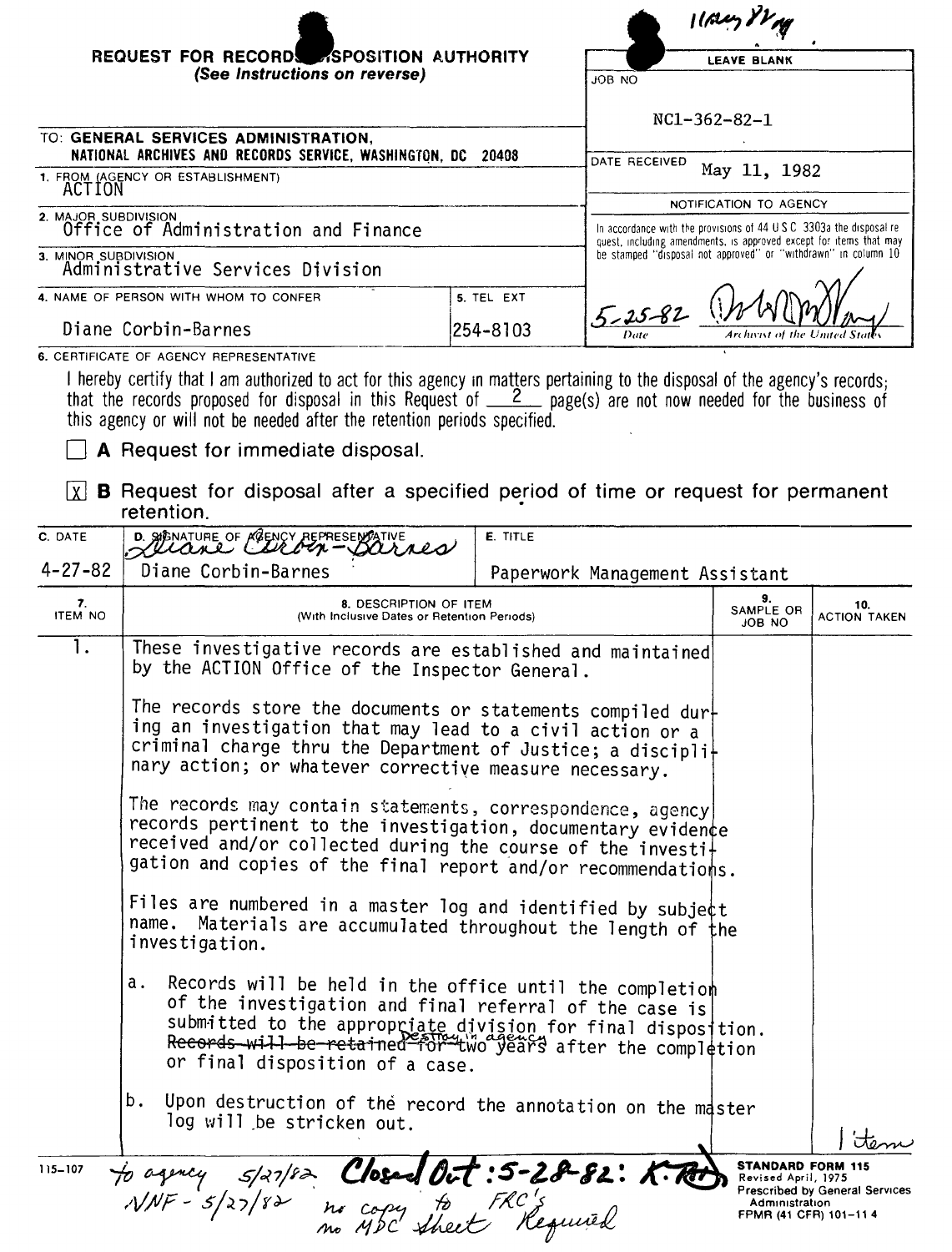# REQUEST FOR RECORDS DISPOSITION AUTHORITY

*(See Instructions on reverse)*

11 May 82 ng

| LEAVE BLANK |
|---|
| JOB NO: NC1-362-82-1 |
| DATE RECEIVED: May 11, 1982 |
| NOTIFICATION TO AGENCY |
| In accordance with the provisions of 44 U.S.C. 3303a the disposal request, including amendments, is approved except for items that may be stamped "disposal not approved" or "withdrawn" in column 10 |
| 5-25-82 (Date) — [signature] (Archivist of the United States) |

TO: **GENERAL SERVICES ADMINISTRATION, NATIONAL ARCHIVES AND RECORDS SERVICE, WASHINGTON, DC 20408**

1. FROM (AGENCY OR ESTABLISHMENT): ACTION

2. MAJOR SUBDIVISION: Office of Administration and Finance

3. MINOR SUBDIVISION: Administrative Services Division

4. NAME OF PERSON WITH WHOM TO CONFER: Diane Corbin-Barnes

5. TEL EXT: 254-8103

6. CERTIFICATE OF AGENCY REPRESENTATIVE

I hereby certify that I am authorized to act for this agency in matters pertaining to the disposal of the agency's records; that the records proposed for disposal in this Request of 2 page(s) are not now needed for the business of this agency or will not be needed after the retention periods specified.

☐ **A** Request for immediate disposal.

☒ **B** Request for disposal after a specified period of time or request for permanent retention.

| C. DATE | D. SIGNATURE OF AGENCY REPRESENTATIVE | E. TITLE |
|---|---|---|
| 4-27-82 | Diane Corbin-Barnes (signature) Diane Corbin-Barnes | Paperwork Management Assistant |

| 7. ITEM NO | 8. DESCRIPTION OF ITEM (With Inclusive Dates or Retention Periods) | 9. SAMPLE OR JOB NO | 10. ACTION TAKEN |
|---|---|---|---|
| 1. | These investigative records are established and maintained by the ACTION Office of the Inspector General.<br><br>The records store the documents or statements compiled during an investigation that may lead to a civil action or a criminal charge thru the Department of Justice; a disciplinary action; or whatever corrective measure necessary.<br><br>The records may contain statements, correspondence, agency records pertinent to the investigation, documentary evidence received and/or collected during the course of the investigation and copies of the final report and/or recommendations.<br><br>Files are numbered in a master log and identified by subject name. Materials are accumulated throughout the length of the investigation.<br><br>a. Records will be held in the office until the completion of the investigation and final referral of the case is submitted to the appropriate division for final disposition. ~~Records will be retained~~ Destroy in agency ~~for~~ two years after the completion or final disposition of a case.<br><br>b. Upon destruction of the record the annotation on the master log will be stricken out. | | 1 item |

to agency 5/27/82
NNF - 5/27/82

Closed Out: 5-28-82: K. R.

no copy to FRC's
no MDC sheet Required

115-107

STANDARD FORM 115
Revised April, 1975
Prescribed by General Services Administration
FPMR (41 CFR) 101-11.4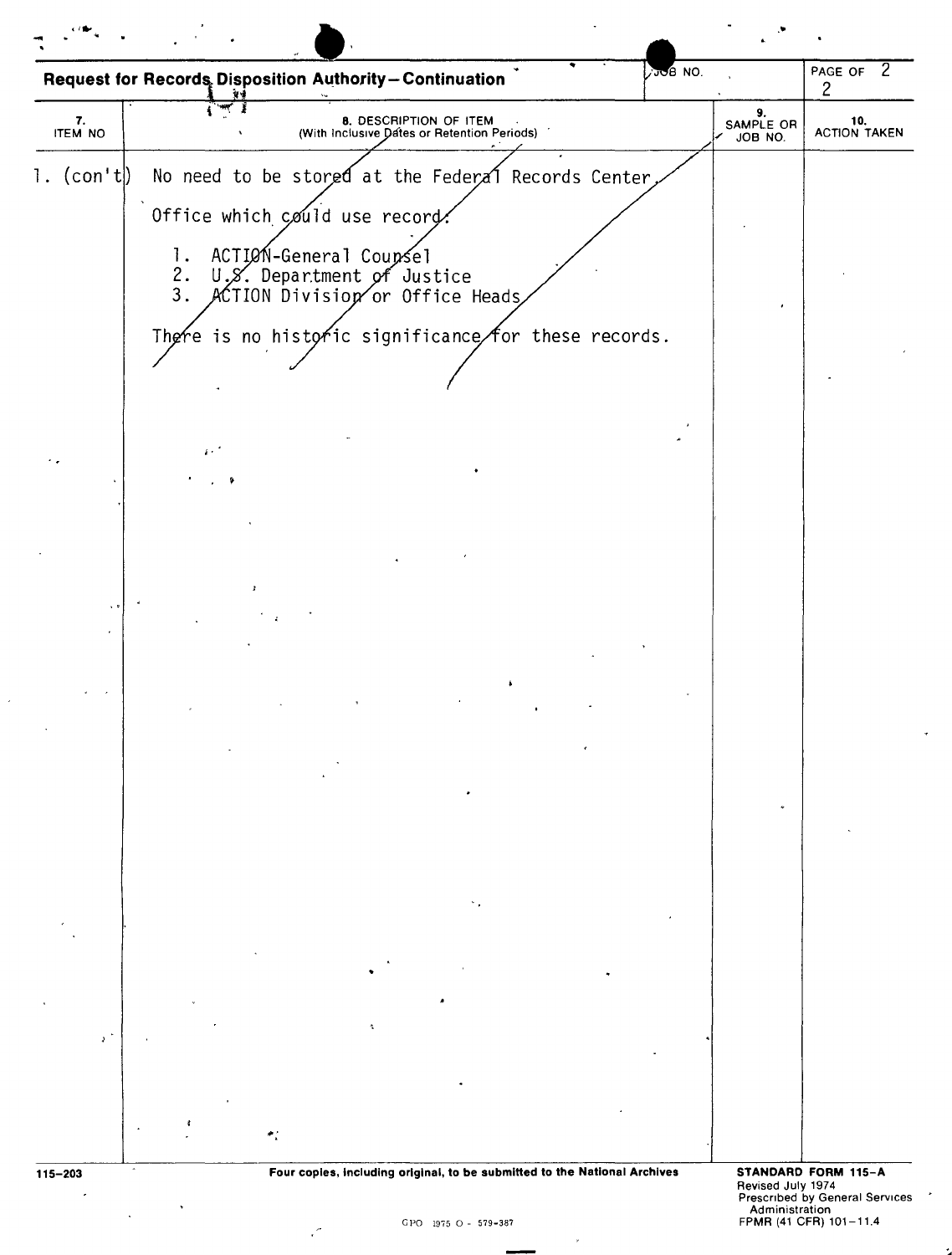**Request for Records Disposition Authority—Continuation**

JOB NO.

PAGE 2 OF 2

| 7. ITEM NO | 8. DESCRIPTION OF ITEM (With Inclusive Dates or Retention Periods) | 9. SAMPLE OR JOB NO. | 10. ACTION TAKEN |
|---|---|---|---|
| 1. (con't) | No need to be stored at the Federal Records Center.<br><br>Office which could use record:<br><br>1. ACTION-General Counsel<br>2. U.S. Department of Justice<br>3. ACTION Division or Office Heads<br><br>There is no historic significance for these records. | | |

115-203

Four copies, including original, to be submitted to the National Archives

STANDARD FORM 115-A
Revised July 1974
Prescribed by General Services Administration
FPMR (41 CFR) 101-11.4

GPO 1975 O - 579-387